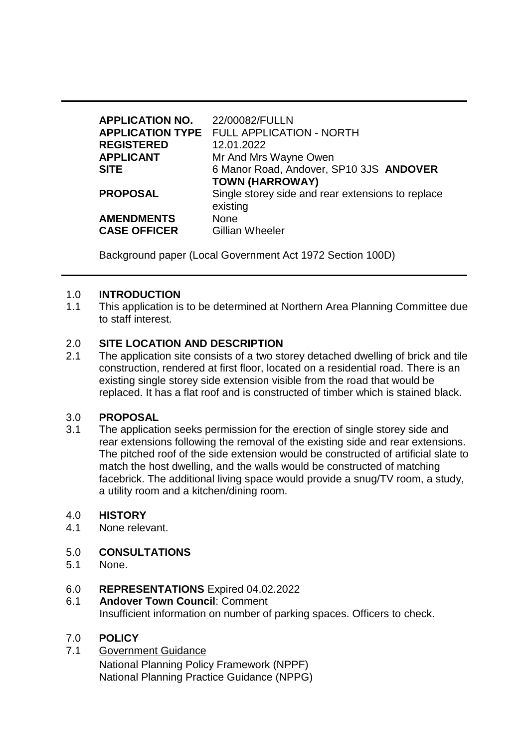| | |
|---|---|
| **APPLICATION NO.** | 22/00082/FULLN |
| **APPLICATION TYPE** | FULL APPLICATION - NORTH |
| **REGISTERED** | 12.01.2022 |
| **APPLICANT** | Mr And Mrs Wayne Owen |
| **SITE** | 6 Manor Road, Andover, SP10 3JS **ANDOVER TOWN (HARROWAY)** |
| **PROPOSAL** | Single storey side and rear extensions to replace existing |
| **AMENDMENTS** | None |
| **CASE OFFICER** | Gillian Wheeler |

Background paper (Local Government Act 1972 Section 100D)

## 1.0 INTRODUCTION

1.1 This application is to be determined at Northern Area Planning Committee due to staff interest.

## 2.0 SITE LOCATION AND DESCRIPTION

2.1 The application site consists of a two storey detached dwelling of brick and tile construction, rendered at first floor, located on a residential road. There is an existing single storey side extension visible from the road that would be replaced. It has a flat roof and is constructed of timber which is stained black.

## 3.0 PROPOSAL

3.1 The application seeks permission for the erection of single storey side and rear extensions following the removal of the existing side and rear extensions. The pitched roof of the side extension would be constructed of artificial slate to match the host dwelling, and the walls would be constructed of matching facebrick. The additional living space would provide a snug/TV room, a study, a utility room and a kitchen/dining room.

## 4.0 HISTORY

4.1 None relevant.

## 5.0 CONSULTATIONS

5.1 None.

## 6.0 REPRESENTATIONS Expired 04.02.2022

6.1 **Andover Town Council**: Comment
Insufficient information on number of parking spaces. Officers to check.

## 7.0 POLICY

7.1 Government Guidance
National Planning Policy Framework (NPPF)
National Planning Practice Guidance (NPPG)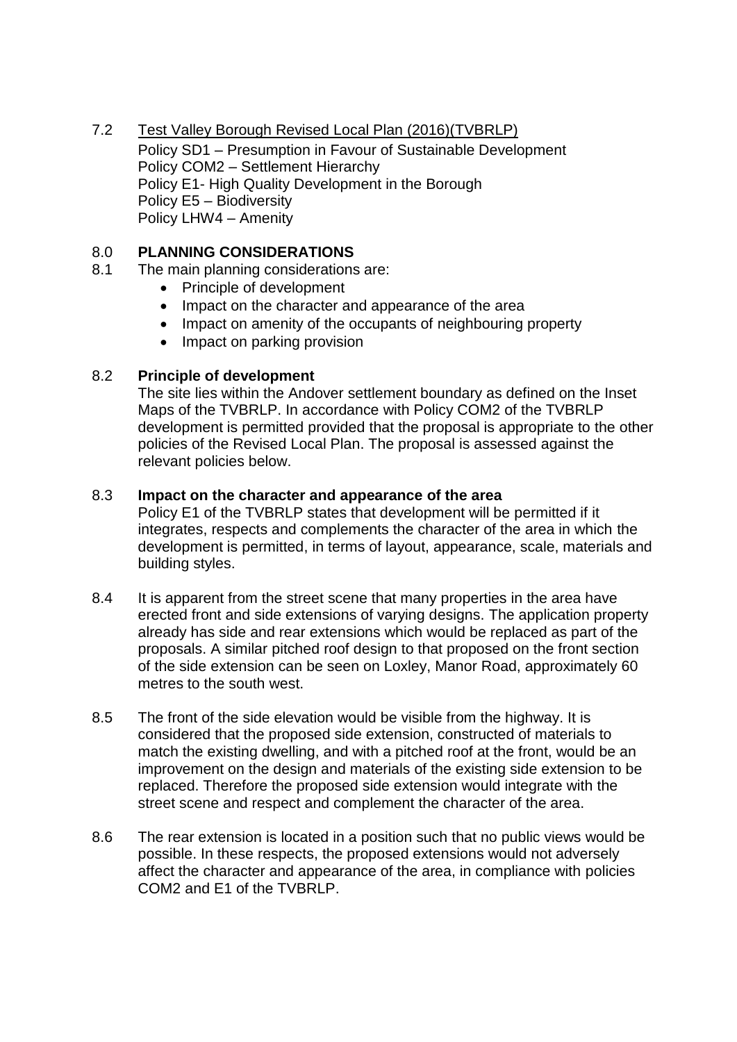7.2 <u>Test Valley Borough Revised Local Plan (2016)(TVBRLP)</u>

Policy SD1 – Presumption in Favour of Sustainable Development
Policy COM2 – Settlement Hierarchy
Policy E1- High Quality Development in the Borough
Policy E5 – Biodiversity
Policy LHW4 – Amenity

## 8.0 PLANNING CONSIDERATIONS

8.1 The main planning considerations are:

- Principle of development
- Impact on the character and appearance of the area
- Impact on amenity of the occupants of neighbouring property
- Impact on parking provision

### 8.2 Principle of development

The site lies within the Andover settlement boundary as defined on the Inset Maps of the TVBRLP. In accordance with Policy COM2 of the TVBRLP development is permitted provided that the proposal is appropriate to the other policies of the Revised Local Plan. The proposal is assessed against the relevant policies below.

### 8.3 Impact on the character and appearance of the area

Policy E1 of the TVBRLP states that development will be permitted if it integrates, respects and complements the character of the area in which the development is permitted, in terms of layout, appearance, scale, materials and building styles.

8.4 It is apparent from the street scene that many properties in the area have erected front and side extensions of varying designs. The application property already has side and rear extensions which would be replaced as part of the proposals. A similar pitched roof design to that proposed on the front section of the side extension can be seen on Loxley, Manor Road, approximately 60 metres to the south west.

8.5 The front of the side elevation would be visible from the highway. It is considered that the proposed side extension, constructed of materials to match the existing dwelling, and with a pitched roof at the front, would be an improvement on the design and materials of the existing side extension to be replaced. Therefore the proposed side extension would integrate with the street scene and respect and complement the character of the area.

8.6 The rear extension is located in a position such that no public views would be possible. In these respects, the proposed extensions would not adversely affect the character and appearance of the area, in compliance with policies COM2 and E1 of the TVBRLP.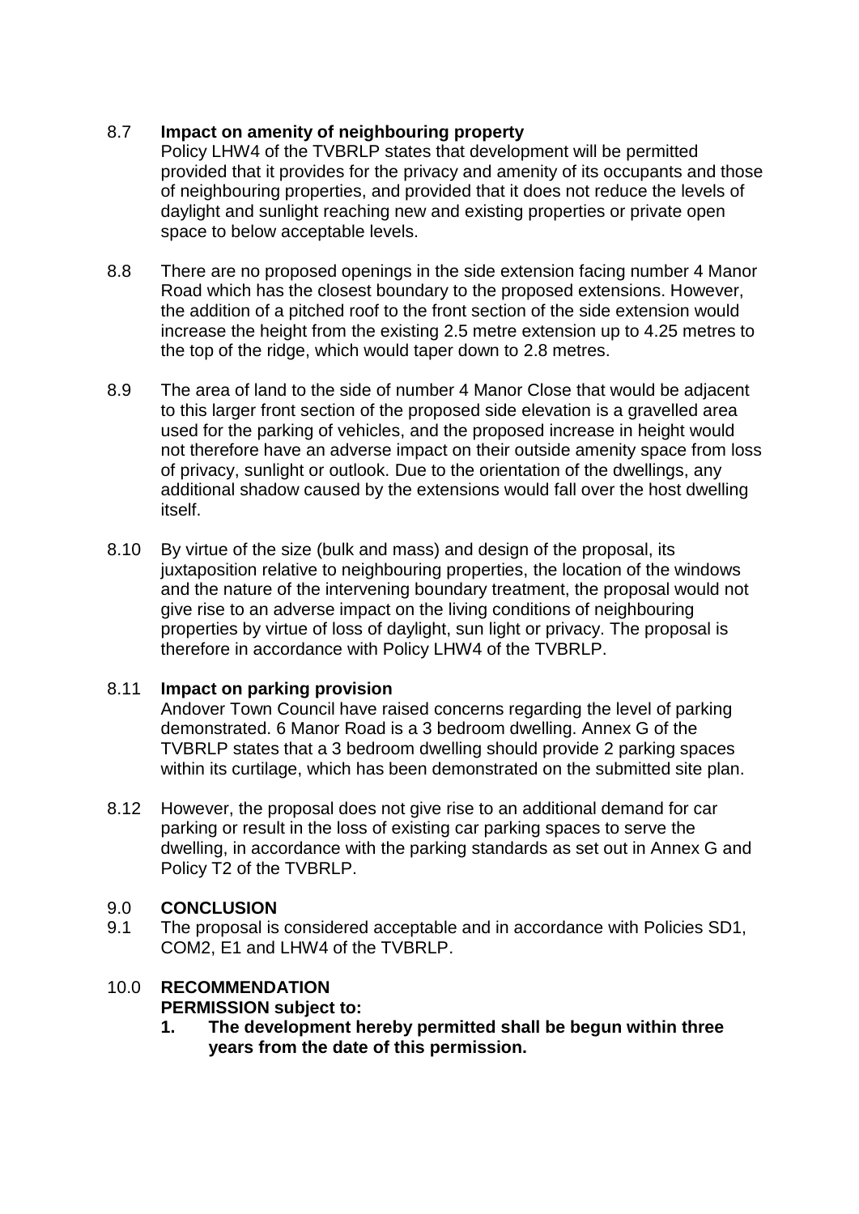8.7 **Impact on amenity of neighbouring property**

Policy LHW4 of the TVBRLP states that development will be permitted provided that it provides for the privacy and amenity of its occupants and those of neighbouring properties, and provided that it does not reduce the levels of daylight and sunlight reaching new and existing properties or private open space to below acceptable levels.

8.8 There are no proposed openings in the side extension facing number 4 Manor Road which has the closest boundary to the proposed extensions. However, the addition of a pitched roof to the front section of the side extension would increase the height from the existing 2.5 metre extension up to 4.25 metres to the top of the ridge, which would taper down to 2.8 metres.

8.9 The area of land to the side of number 4 Manor Close that would be adjacent to this larger front section of the proposed side elevation is a gravelled area used for the parking of vehicles, and the proposed increase in height would not therefore have an adverse impact on their outside amenity space from loss of privacy, sunlight or outlook. Due to the orientation of the dwellings, any additional shadow caused by the extensions would fall over the host dwelling itself.

8.10 By virtue of the size (bulk and mass) and design of the proposal, its juxtaposition relative to neighbouring properties, the location of the windows and the nature of the intervening boundary treatment, the proposal would not give rise to an adverse impact on the living conditions of neighbouring properties by virtue of loss of daylight, sun light or privacy. The proposal is therefore in accordance with Policy LHW4 of the TVBRLP.

8.11 **Impact on parking provision**

Andover Town Council have raised concerns regarding the level of parking demonstrated. 6 Manor Road is a 3 bedroom dwelling. Annex G of the TVBRLP states that a 3 bedroom dwelling should provide 2 parking spaces within its curtilage, which has been demonstrated on the submitted site plan.

8.12 However, the proposal does not give rise to an additional demand for car parking or result in the loss of existing car parking spaces to serve the dwelling, in accordance with the parking standards as set out in Annex G and Policy T2 of the TVBRLP.

## 9.0 CONCLUSION

9.1 The proposal is considered acceptable and in accordance with Policies SD1, COM2, E1 and LHW4 of the TVBRLP.

## 10.0 RECOMMENDATION

**PERMISSION subject to:**

1. **The development hereby permitted shall be begun within three years from the date of this permission.**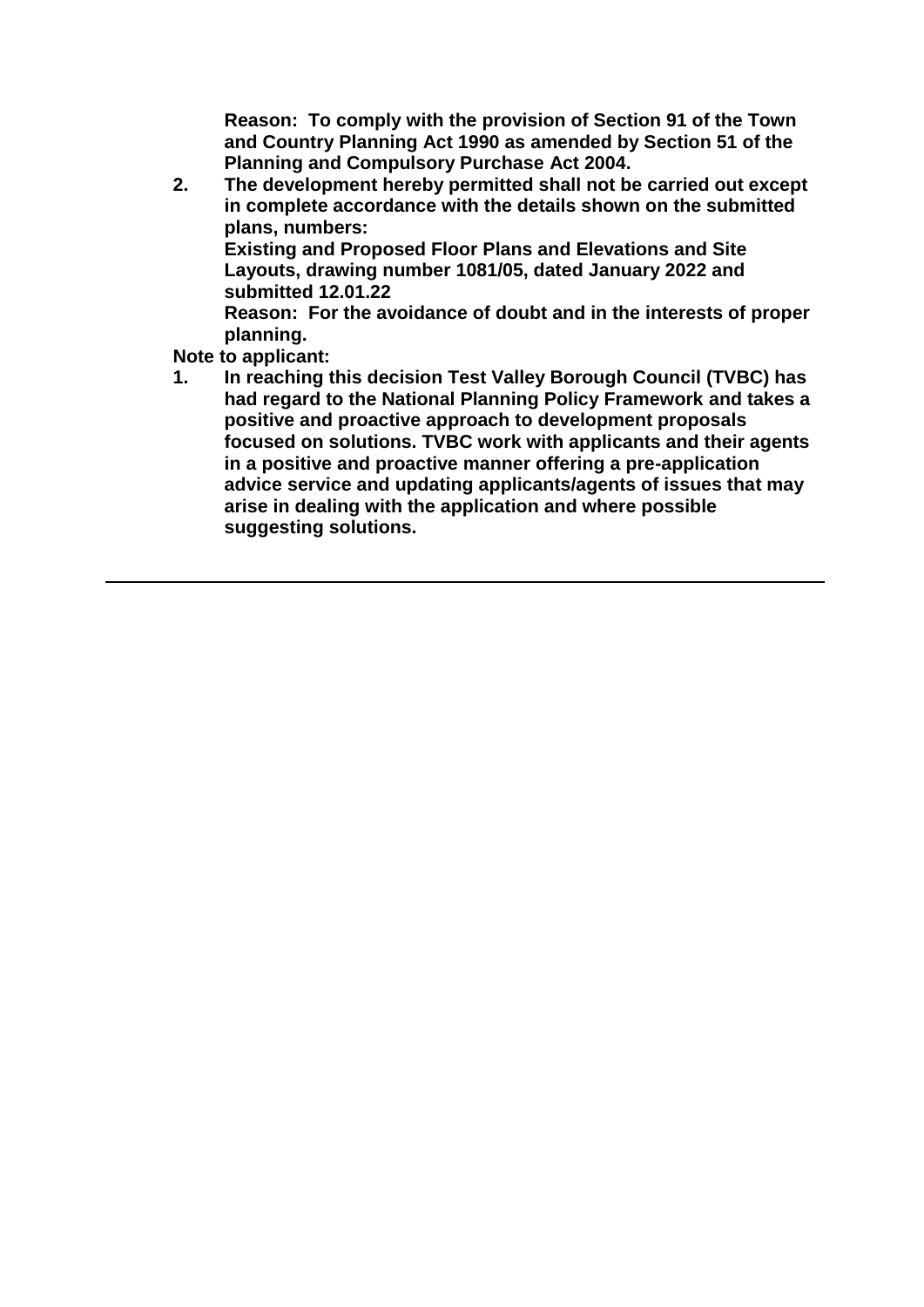**Reason: To comply with the provision of Section 91 of the Town and Country Planning Act 1990 as amended by Section 51 of the Planning and Compulsory Purchase Act 2004.**

2. **The development hereby permitted shall not be carried out except in complete accordance with the details shown on the submitted plans, numbers:**
   **Existing and Proposed Floor Plans and Elevations and Site Layouts, drawing number 1081/05, dated January 2022 and submitted 12.01.22**
   **Reason: For the avoidance of doubt and in the interests of proper planning.**

**Note to applicant:**

1. **In reaching this decision Test Valley Borough Council (TVBC) has had regard to the National Planning Policy Framework and takes a positive and proactive approach to development proposals focused on solutions. TVBC work with applicants and their agents in a positive and proactive manner offering a pre-application advice service and updating applicants/agents of issues that may arise in dealing with the application and where possible suggesting solutions.**

---